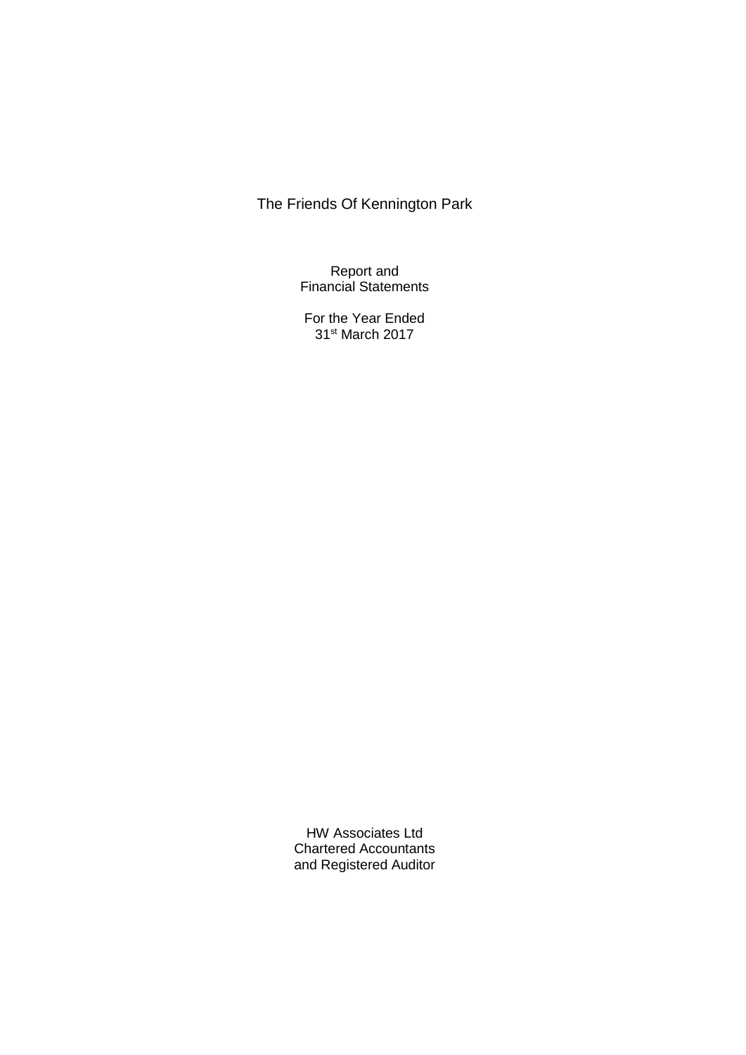# The Friends Of Kennington Park

Report and
Financial Statements

For the Year Ended
31st March 2017

HW Associates Ltd
Chartered Accountants
and Registered Auditor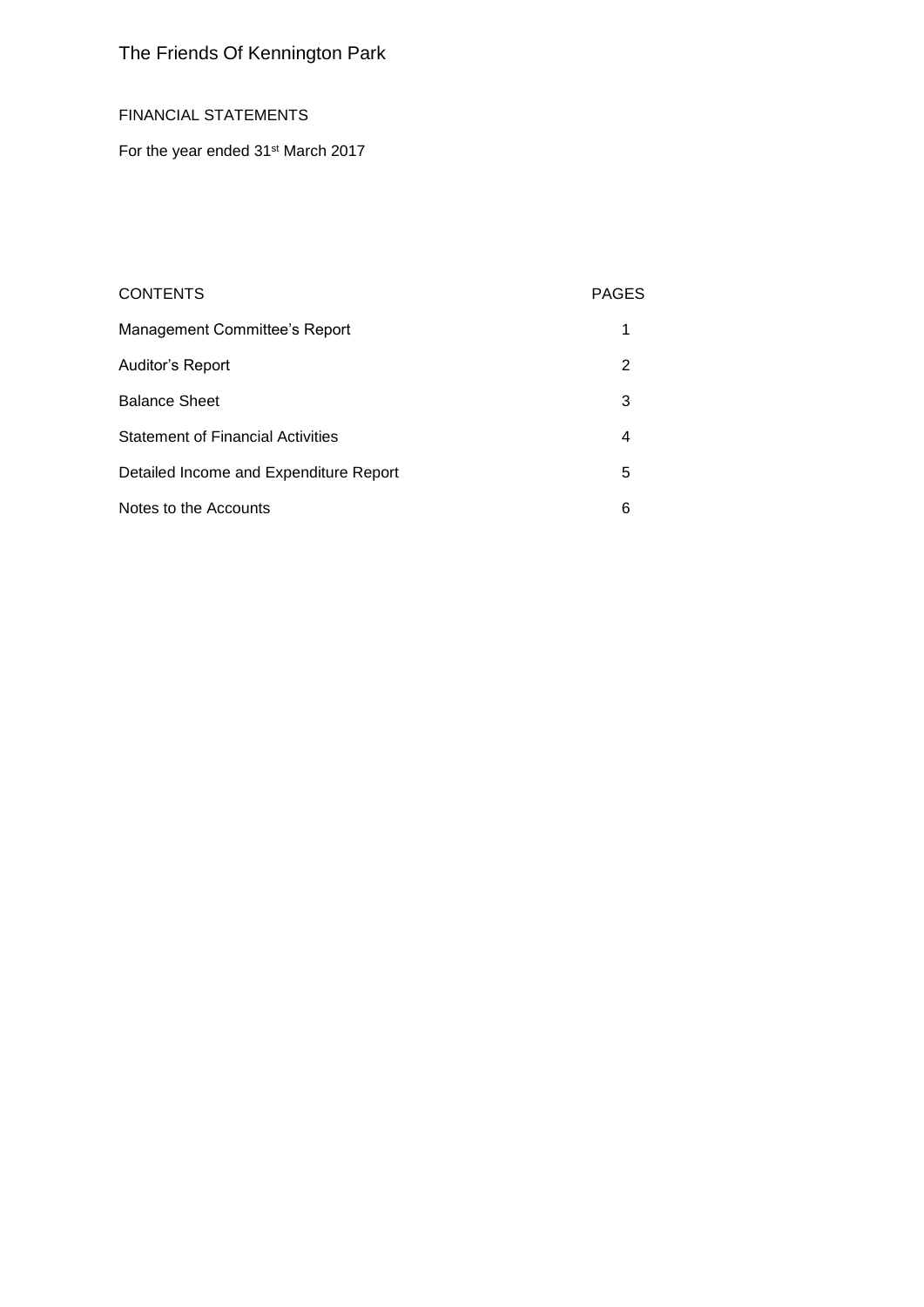# The Friends Of Kennington Park

FINANCIAL STATEMENTS

For the year ended 31st March 2017

| CONTENTS | PAGES |
|---|---|
| Management Committee's Report | 1 |
| Auditor's Report | 2 |
| Balance Sheet | 3 |
| Statement of Financial Activities | 4 |
| Detailed Income and Expenditure Report | 5 |
| Notes to the Accounts | 6 |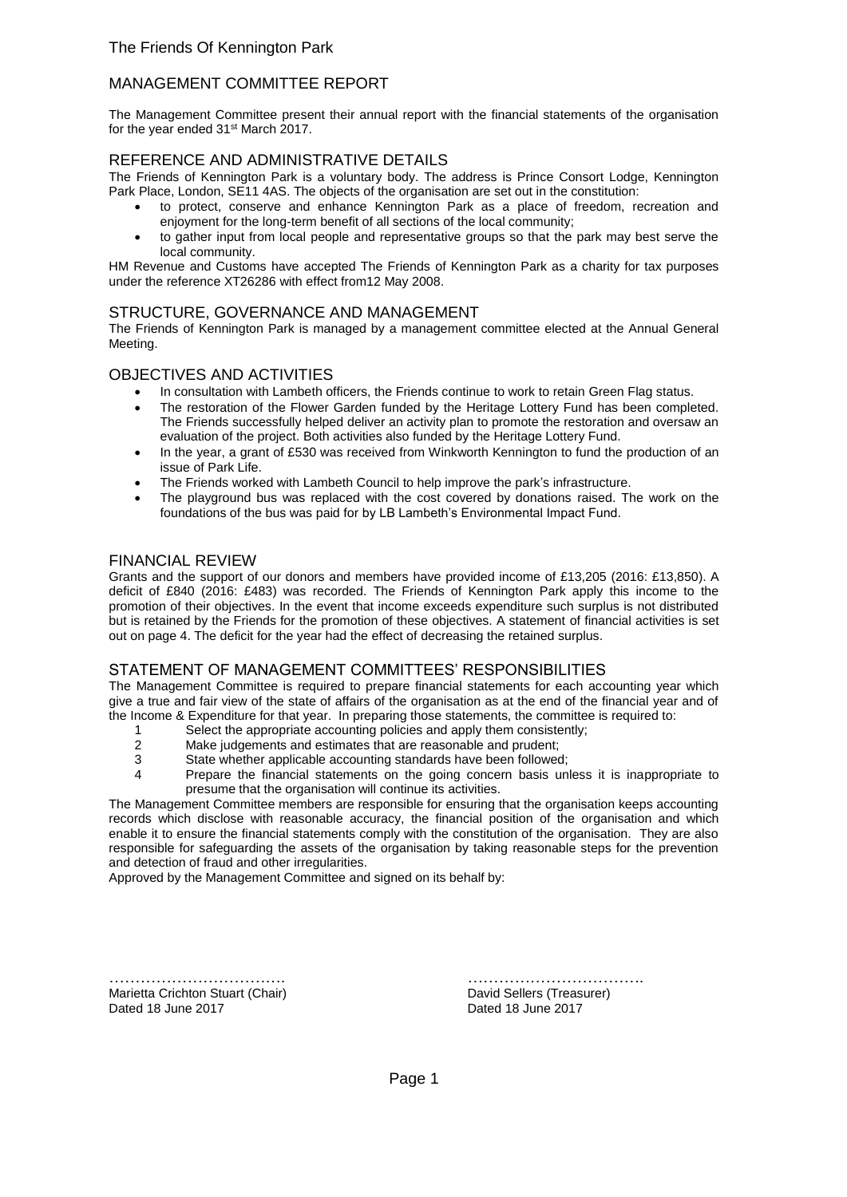The Friends Of Kennington Park

# MANAGEMENT COMMITTEE REPORT

The Management Committee present their annual report with the financial statements of the organisation for the year ended 31st March 2017.

## REFERENCE AND ADMINISTRATIVE DETAILS

The Friends of Kennington Park is a voluntary body. The address is Prince Consort Lodge, Kennington Park Place, London, SE11 4AS. The objects of the organisation are set out in the constitution:

- to protect, conserve and enhance Kennington Park as a place of freedom, recreation and enjoyment for the long-term benefit of all sections of the local community;
- to gather input from local people and representative groups so that the park may best serve the local community.

HM Revenue and Customs have accepted The Friends of Kennington Park as a charity for tax purposes under the reference XT26286 with effect from12 May 2008.

## STRUCTURE, GOVERNANCE AND MANAGEMENT

The Friends of Kennington Park is managed by a management committee elected at the Annual General Meeting.

## OBJECTIVES AND ACTIVITIES

- In consultation with Lambeth officers, the Friends continue to work to retain Green Flag status.
- The restoration of the Flower Garden funded by the Heritage Lottery Fund has been completed. The Friends successfully helped deliver an activity plan to promote the restoration and oversaw an evaluation of the project. Both activities also funded by the Heritage Lottery Fund.
- In the year, a grant of £530 was received from Winkworth Kennington to fund the production of an issue of Park Life.
- The Friends worked with Lambeth Council to help improve the park's infrastructure.
- The playground bus was replaced with the cost covered by donations raised. The work on the foundations of the bus was paid for by LB Lambeth's Environmental Impact Fund.

## FINANCIAL REVIEW

Grants and the support of our donors and members have provided income of £13,205 (2016: £13,850). A deficit of £840 (2016: £483) was recorded. The Friends of Kennington Park apply this income to the promotion of their objectives. In the event that income exceeds expenditure such surplus is not distributed but is retained by the Friends for the promotion of these objectives. A statement of financial activities is set out on page 4. The deficit for the year had the effect of decreasing the retained surplus.

## STATEMENT OF MANAGEMENT COMMITTEES' RESPONSIBILITIES

The Management Committee is required to prepare financial statements for each accounting year which give a true and fair view of the state of affairs of the organisation as at the end of the financial year and of the Income & Expenditure for that year. In preparing those statements, the committee is required to:

1. Select the appropriate accounting policies and apply them consistently;
2. Make judgements and estimates that are reasonable and prudent;
3. State whether applicable accounting standards have been followed;
4. Prepare the financial statements on the going concern basis unless it is inappropriate to presume that the organisation will continue its activities.

The Management Committee members are responsible for ensuring that the organisation keeps accounting records which disclose with reasonable accuracy, the financial position of the organisation and which enable it to ensure the financial statements comply with the constitution of the organisation. They are also responsible for safeguarding the assets of the organisation by taking reasonable steps for the prevention and detection of fraud and other irregularities.

Approved by the Management Committee and signed on its behalf by:

……………………………

Marietta Crichton Stuart (Chair)
Dated 18 June 2017

……………………………

David Sellers (Treasurer)
Dated 18 June 2017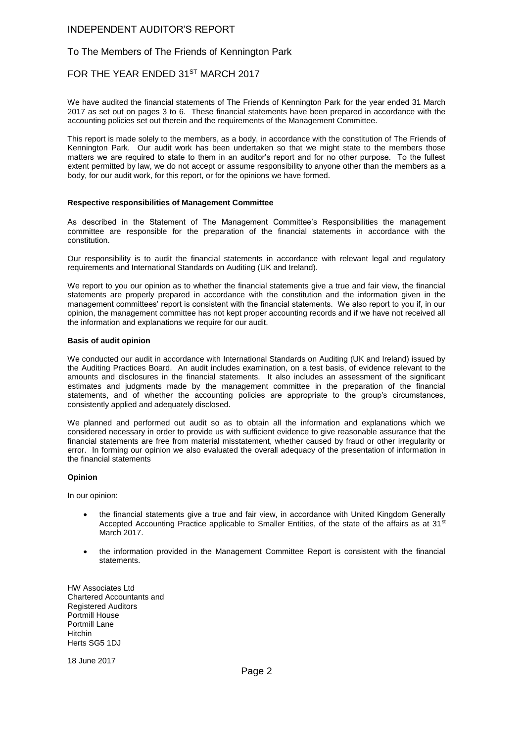# INDEPENDENT AUDITOR'S REPORT

## To The Members of The Friends of Kennington Park

## FOR THE YEAR ENDED 31ST MARCH 2017

We have audited the financial statements of The Friends of Kennington Park for the year ended 31 March 2017 as set out on pages 3 to 6. These financial statements have been prepared in accordance with the accounting policies set out therein and the requirements of the Management Committee.

This report is made solely to the members, as a body, in accordance with the constitution of The Friends of Kennington Park. Our audit work has been undertaken so that we might state to the members those matters we are required to state to them in an auditor's report and for no other purpose. To the fullest extent permitted by law, we do not accept or assume responsibility to anyone other than the members as a body, for our audit work, for this report, or for the opinions we have formed.

**Respective responsibilities of Management Committee**

As described in the Statement of The Management Committee's Responsibilities the management committee are responsible for the preparation of the financial statements in accordance with the constitution.

Our responsibility is to audit the financial statements in accordance with relevant legal and regulatory requirements and International Standards on Auditing (UK and Ireland).

We report to you our opinion as to whether the financial statements give a true and fair view, the financial statements are properly prepared in accordance with the constitution and the information given in the management committees' report is consistent with the financial statements. We also report to you if, in our opinion, the management committee has not kept proper accounting records and if we have not received all the information and explanations we require for our audit.

**Basis of audit opinion**

We conducted our audit in accordance with International Standards on Auditing (UK and Ireland) issued by the Auditing Practices Board. An audit includes examination, on a test basis, of evidence relevant to the amounts and disclosures in the financial statements. It also includes an assessment of the significant estimates and judgments made by the management committee in the preparation of the financial statements, and of whether the accounting policies are appropriate to the group's circumstances, consistently applied and adequately disclosed.

We planned and performed out audit so as to obtain all the information and explanations which we considered necessary in order to provide us with sufficient evidence to give reasonable assurance that the financial statements are free from material misstatement, whether caused by fraud or other irregularity or error. In forming our opinion we also evaluated the overall adequacy of the presentation of information in the financial statements

**Opinion**

In our opinion:

- the financial statements give a true and fair view, in accordance with United Kingdom Generally Accepted Accounting Practice applicable to Smaller Entities, of the state of the affairs as at 31st March 2017.
- the information provided in the Management Committee Report is consistent with the financial statements.

HW Associates Ltd
Chartered Accountants and
Registered Auditors
Portmill House
Portmill Lane
Hitchin
Herts SG5 1DJ

18 June 2017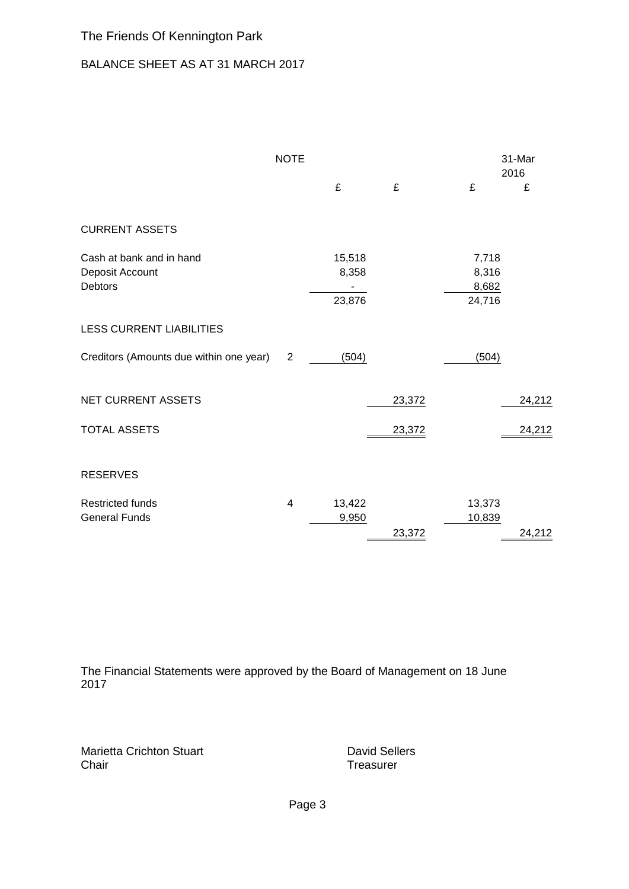The Friends Of Kennington Park

BALANCE SHEET AS AT 31 MARCH 2017

| | NOTE | | | | 31-Mar 2016 |
|---|---|---|---|---|---|
| | | £ | £ | £ | £ |
| CURRENT ASSETS | | | | | |
| Cash at bank and in hand | | 15,518 | | 7,718 | |
| Deposit Account | | 8,358 | | 8,316 | |
| Debtors | | - | | 8,682 | |
| | | 23,876 | | 24,716 | |
| LESS CURRENT LIABILITIES | | | | | |
| Creditors (Amounts due within one year) | 2 | (504) | | (504) | |
| NET CURRENT ASSETS | | | 23,372 | | 24,212 |
| TOTAL ASSETS | | | 23,372 | | 24,212 |
| RESERVES | | | | | |
| Restricted funds | 4 | 13,422 | | 13,373 | |
| General Funds | | 9,950 | | 10,839 | |
| | | | 23,372 | | 24,212 |

The Financial Statements were approved by the Board of Management on 18 June 2017

Marietta Crichton Stuart
Chair

David Sellers
Treasurer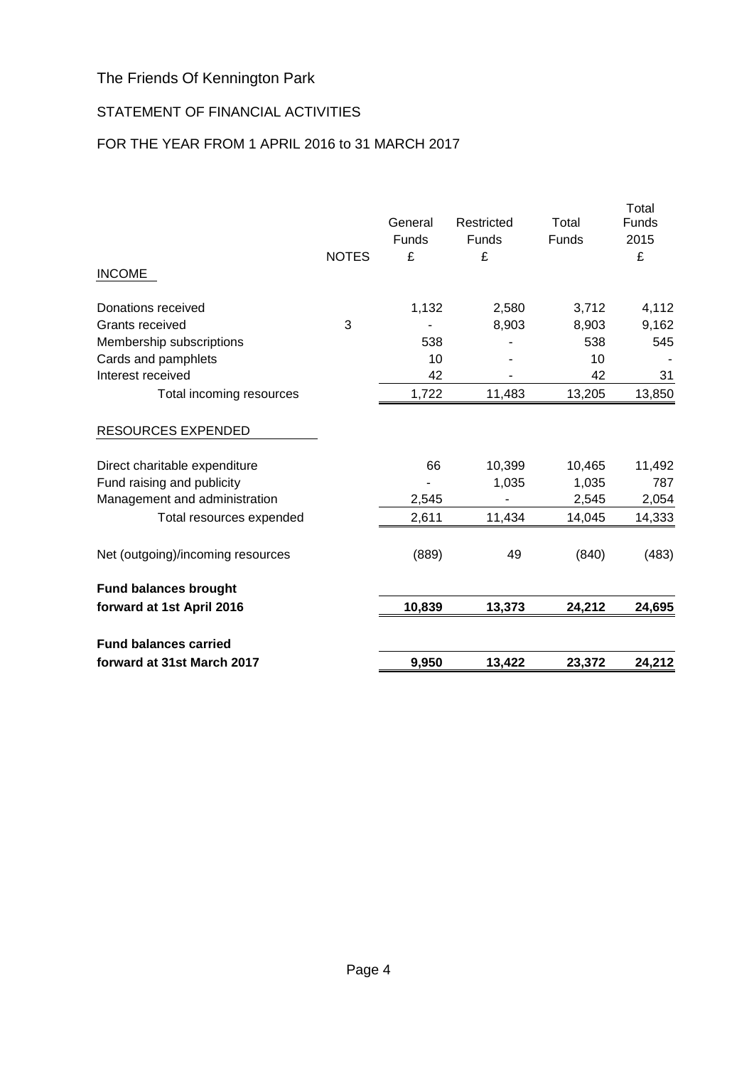# The Friends Of Kennington Park

## STATEMENT OF FINANCIAL ACTIVITIES

## FOR THE YEAR FROM 1 APRIL 2016 to 31 MARCH 2017

| | NOTES | General Funds £ | Restricted Funds £ | Total Funds | Total Funds 2015 £ |
|---|---|---|---|---|---|
| INCOME | | | | | |
| Donations received | | 1,132 | 2,580 | 3,712 | 4,112 |
| Grants received | 3 | - | 8,903 | 8,903 | 9,162 |
| Membership subscriptions | | 538 | - | 538 | 545 |
| Cards and pamphlets | | 10 | - | 10 | - |
| Interest received | | 42 | - | 42 | 31 |
| Total incoming resources | | 1,722 | 11,483 | 13,205 | 13,850 |
| RESOURCES EXPENDED | | | | | |
| Direct charitable expenditure | | 66 | 10,399 | 10,465 | 11,492 |
| Fund raising and publicity | | - | 1,035 | 1,035 | 787 |
| Management and administration | | 2,545 | - | 2,545 | 2,054 |
| Total resources expended | | 2,611 | 11,434 | 14,045 | 14,333 |
| Net (outgoing)/incoming resources | | (889) | 49 | (840) | (483) |
| **Fund balances brought forward at 1st April 2016** | | **10,839** | **13,373** | **24,212** | **24,695** |
| **Fund balances carried forward at 31st March 2017** | | **9,950** | **13,422** | **23,372** | **24,212** |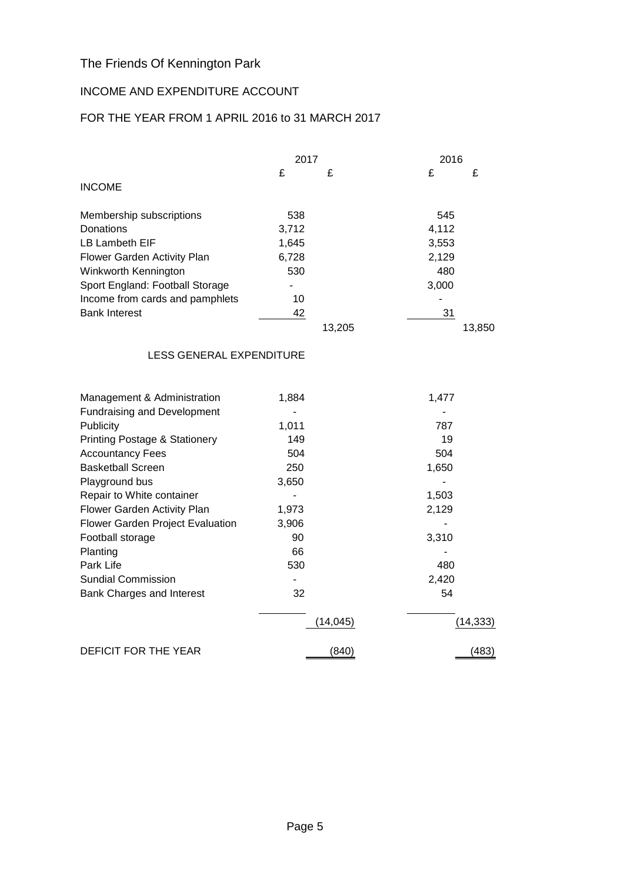# The Friends Of Kennington Park

## INCOME AND EXPENDITURE ACCOUNT

## FOR THE YEAR FROM 1 APRIL 2016 to 31 MARCH 2017

| | 2017 | | 2016 | |
|---|---|---|---|---|
| | £ | £ | £ | £ |
| **INCOME** | | | | |
| Membership subscriptions | 538 | | 545 | |
| Donations | 3,712 | | 4,112 | |
| LB Lambeth EIF | 1,645 | | 3,553 | |
| Flower Garden Activity Plan | 6,728 | | 2,129 | |
| Winkworth Kennington | 530 | | 480 | |
| Sport England: Football Storage | - | | 3,000 | |
| Income from cards and pamphlets | 10 | | - | |
| Bank Interest | 42 | | 31 | |
| | | 13,205 | | 13,850 |
| **LESS GENERAL EXPENDITURE** | | | | |
| Management & Administration | 1,884 | | 1,477 | |
| Fundraising and Development | - | | - | |
| Publicity | 1,011 | | 787 | |
| Printing Postage & Stationery | 149 | | 19 | |
| Accountancy Fees | 504 | | 504 | |
| Basketball Screen | 250 | | 1,650 | |
| Playground bus | 3,650 | | - | |
| Repair to White container | - | | 1,503 | |
| Flower Garden Activity Plan | 1,973 | | 2,129 | |
| Flower Garden Project Evaluation | 3,906 | | - | |
| Football storage | 90 | | 3,310 | |
| Planting | 66 | | - | |
| Park Life | 530 | | 480 | |
| Sundial Commission | - | | 2,420 | |
| Bank Charges and Interest | 32 | | 54 | |
| | | (14,045) | | (14,333) |
| **DEFICIT FOR THE YEAR** | | (840) | | (483) |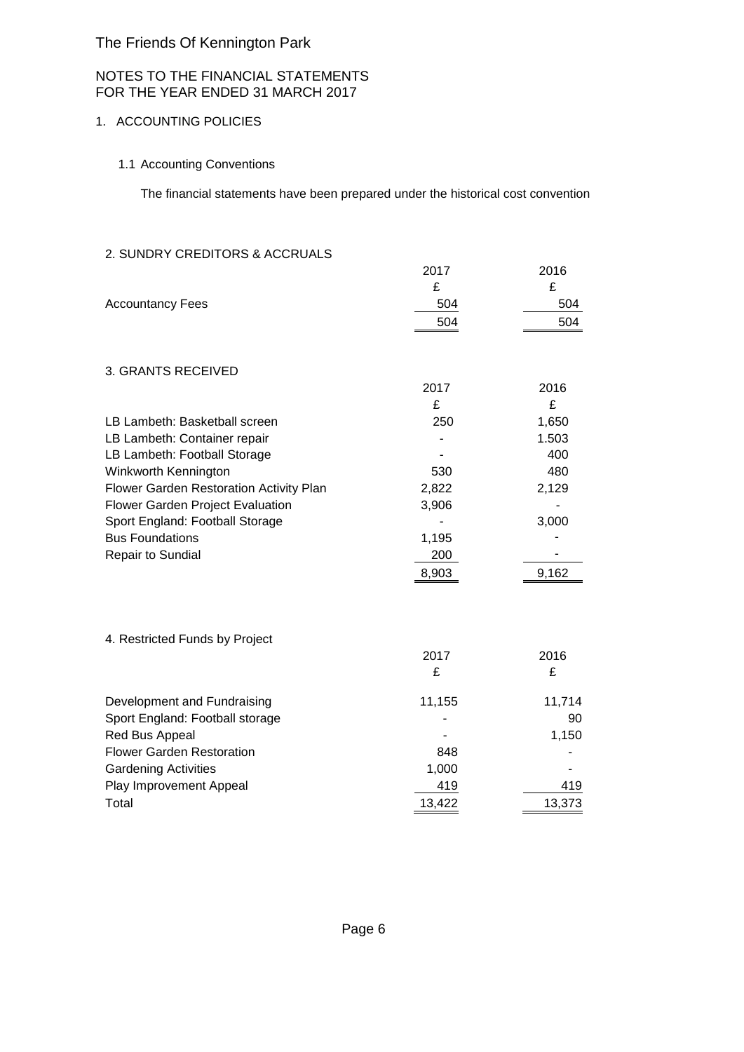# The Friends Of Kennington Park

## NOTES TO THE FINANCIAL STATEMENTS FOR THE YEAR ENDED 31 MARCH 2017

### 1. ACCOUNTING POLICIES

#### 1.1 Accounting Conventions

The financial statements have been prepared under the historical cost convention

### 2. SUNDRY CREDITORS & ACCRUALS

| | 2017 | 2016 |
|---|---|---|
| | £ | £ |
| Accountancy Fees | 504 | 504 |
| | 504 | 504 |

### 3. GRANTS RECEIVED

| | 2017 | 2016 |
|---|---|---|
| | £ | £ |
| LB Lambeth: Basketball screen | 250 | 1,650 |
| LB Lambeth: Container repair | - | 1.503 |
| LB Lambeth: Football Storage | - | 400 |
| Winkworth Kennington | 530 | 480 |
| Flower Garden Restoration Activity Plan | 2,822 | 2,129 |
| Flower Garden Project Evaluation | 3,906 | - |
| Sport England: Football Storage | - | 3,000 |
| Bus Foundations | 1,195 | - |
| Repair to Sundial | 200 | - |
| | 8,903 | 9,162 |

### 4. Restricted Funds by Project

| | 2017 | 2016 |
|---|---|---|
| | £ | £ |
| Development and Fundraising | 11,155 | 11,714 |
| Sport England: Football storage | - | 90 |
| Red Bus Appeal | - | 1,150 |
| Flower Garden Restoration | 848 | - |
| Gardening Activities | 1,000 | - |
| Play Improvement Appeal | 419 | 419 |
| Total | 13,422 | 13,373 |